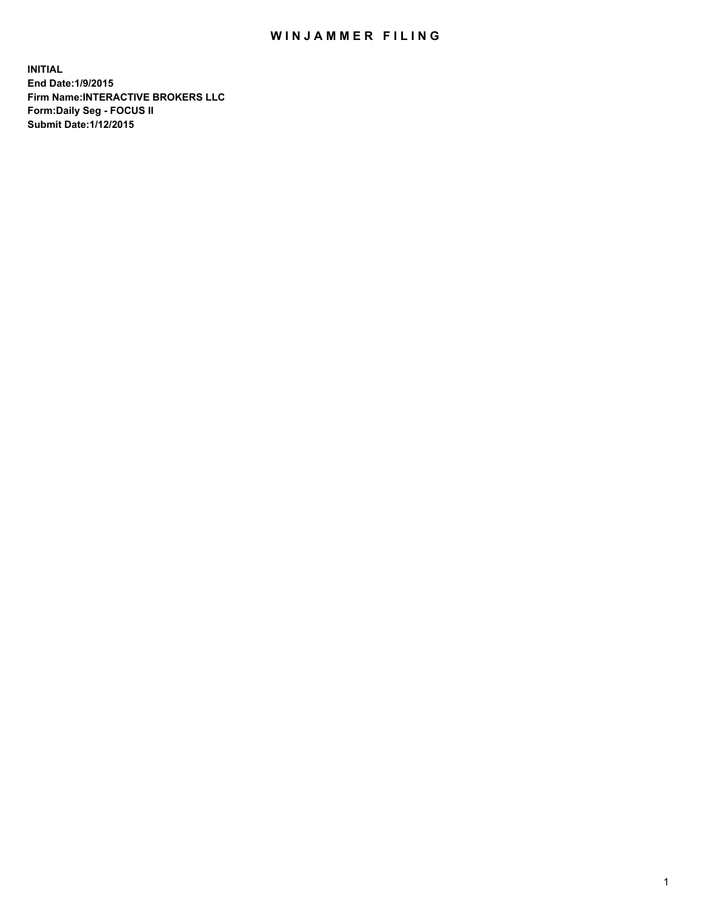# WINJAMMER FILING

**INITIAL**
**End Date:1/9/2015**
**Firm Name:INTERACTIVE BROKERS LLC**
**Form:Daily Seg - FOCUS II**
**Submit Date:1/12/2015**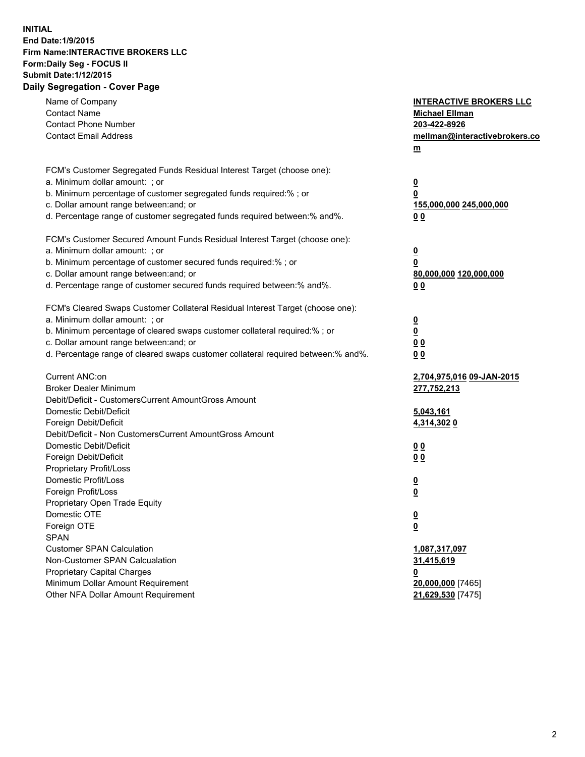**INITIAL**
**End Date:1/9/2015**
**Firm Name:INTERACTIVE BROKERS LLC**
**Form:Daily Seg - FOCUS II**
**Submit Date:1/12/2015**
**Daily Segregation - Cover Page**

| | |
|---|---|
| Name of Company | **INTERACTIVE BROKERS LLC** |
| Contact Name | **Michael Ellman** |
| Contact Phone Number | **203-422-8926** |
| Contact Email Address | **mellman@interactivebrokers.com** |
| | |
| FCM's Customer Segregated Funds Residual Interest Target (choose one): | |
| a. Minimum dollar amount: ; or | **0** |
| b. Minimum percentage of customer segregated funds required:% ; or | **0** |
| c. Dollar amount range between:and; or | **155,000,000 245,000,000** |
| d. Percentage range of customer segregated funds required between:% and%. | **0 0** |
| | |
| FCM's Customer Secured Amount Funds Residual Interest Target (choose one): | |
| a. Minimum dollar amount: ; or | **0** |
| b. Minimum percentage of customer secured funds required:% ; or | **0** |
| c. Dollar amount range between:and; or | **80,000,000 120,000,000** |
| d. Percentage range of customer secured funds required between:% and%. | **0 0** |
| | |
| FCM's Cleared Swaps Customer Collateral Residual Interest Target (choose one): | |
| a. Minimum dollar amount: ; or | **0** |
| b. Minimum percentage of cleared swaps customer collateral required:% ; or | **0** |
| c. Dollar amount range between:and; or | **0 0** |
| d. Percentage range of cleared swaps customer collateral required between:% and%. | **0 0** |
| | |
| Current ANC:on | **2,704,975,016 09-JAN-2015** |
| Broker Dealer Minimum | **277,752,213** |
| Debit/Deficit - CustomersCurrent AmountGross Amount | |
| Domestic Debit/Deficit | **5,043,161** |
| Foreign Debit/Deficit | **4,314,302 0** |
| Debit/Deficit - Non CustomersCurrent AmountGross Amount | |
| Domestic Debit/Deficit | **0 0** |
| Foreign Debit/Deficit | **0 0** |
| Proprietary Profit/Loss | |
| Domestic Profit/Loss | **0** |
| Foreign Profit/Loss | **0** |
| Proprietary Open Trade Equity | |
| Domestic OTE | **0** |
| Foreign OTE | **0** |
| SPAN | |
| Customer SPAN Calculation | **1,087,317,097** |
| Non-Customer SPAN Calcualation | **31,415,619** |
| Proprietary Capital Charges | **0** |
| Minimum Dollar Amount Requirement | **20,000,000** [7465] |
| Other NFA Dollar Amount Requirement | **21,629,530** [7475] |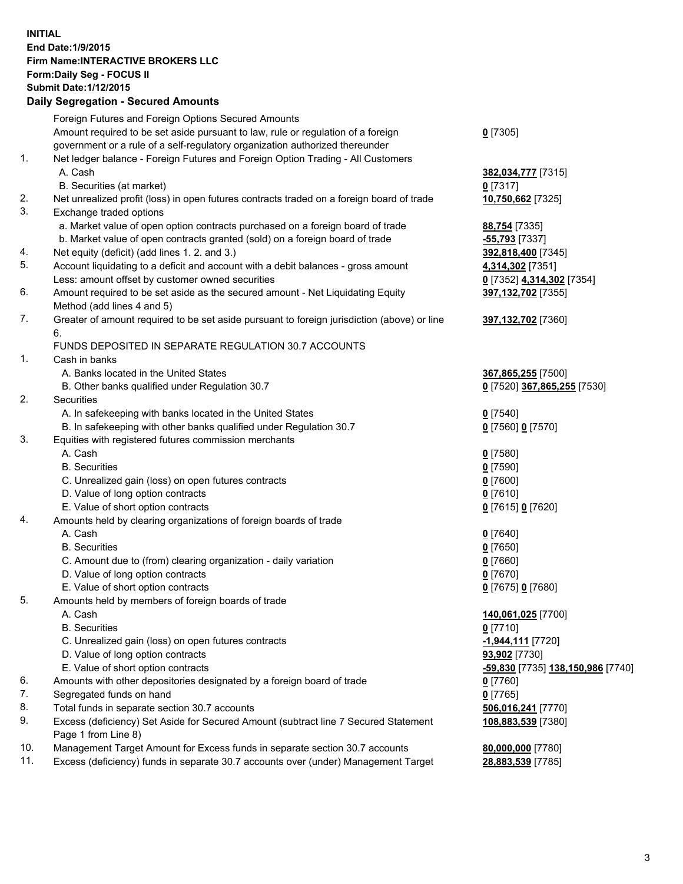**INITIAL**
**End Date:1/9/2015**
**Firm Name:INTERACTIVE BROKERS LLC**
**Form:Daily Seg - FOCUS II**
**Submit Date:1/12/2015**
**Daily Segregation - Secured Amounts**

| | | |
|---|---|---|
| | Foreign Futures and Foreign Options Secured Amounts | |
| | Amount required to be set aside pursuant to law, rule or regulation of a foreign government or a rule of a self-regulatory organization authorized thereunder | **0** [7305] |
| 1. | Net ledger balance - Foreign Futures and Foreign Option Trading - All Customers | |
| | A. Cash | **382,034,777** [7315] |
| | B. Securities (at market) | **0** [7317] |
| 2. | Net unrealized profit (loss) in open futures contracts traded on a foreign board of trade | **10,750,662** [7325] |
| 3. | Exchange traded options | |
| | a. Market value of open option contracts purchased on a foreign board of trade | **88,754** [7335] |
| | b. Market value of open contracts granted (sold) on a foreign board of trade | **-55,793** [7337] |
| 4. | Net equity (deficit) (add lines 1. 2. and 3.) | **392,818,400** [7345] |
| 5. | Account liquidating to a deficit and account with a debit balances - gross amount | **4,314,302** [7351] |
| | Less: amount offset by customer owned securities | **0** [7352] **4,314,302** [7354] |
| 6. | Amount required to be set aside as the secured amount - Net Liquidating Equity Method (add lines 4 and 5) | **397,132,702** [7355] |
| 7. | Greater of amount required to be set aside pursuant to foreign jurisdiction (above) or line 6. | **397,132,702** [7360] |
| | FUNDS DEPOSITED IN SEPARATE REGULATION 30.7 ACCOUNTS | |
| 1. | Cash in banks | |
| | A. Banks located in the United States | **367,865,255** [7500] |
| | B. Other banks qualified under Regulation 30.7 | **0** [7520] **367,865,255** [7530] |
| 2. | Securities | |
| | A. In safekeeping with banks located in the United States | **0** [7540] |
| | B. In safekeeping with other banks qualified under Regulation 30.7 | **0** [7560] **0** [7570] |
| 3. | Equities with registered futures commission merchants | |
| | A. Cash | **0** [7580] |
| | B. Securities | **0** [7590] |
| | C. Unrealized gain (loss) on open futures contracts | **0** [7600] |
| | D. Value of long option contracts | **0** [7610] |
| | E. Value of short option contracts | **0** [7615] **0** [7620] |
| 4. | Amounts held by clearing organizations of foreign boards of trade | |
| | A. Cash | **0** [7640] |
| | B. Securities | **0** [7650] |
| | C. Amount due to (from) clearing organization - daily variation | **0** [7660] |
| | D. Value of long option contracts | **0** [7670] |
| | E. Value of short option contracts | **0** [7675] **0** [7680] |
| 5. | Amounts held by members of foreign boards of trade | |
| | A. Cash | **140,061,025** [7700] |
| | B. Securities | **0** [7710] |
| | C. Unrealized gain (loss) on open futures contracts | **-1,944,111** [7720] |
| | D. Value of long option contracts | **93,902** [7730] |
| | E. Value of short option contracts | **-59,830** [7735] **138,150,986** [7740] |
| 6. | Amounts with other depositories designated by a foreign board of trade | **0** [7760] |
| 7. | Segregated funds on hand | **0** [7765] |
| 8. | Total funds in separate section 30.7 accounts | **506,016,241** [7770] |
| 9. | Excess (deficiency) Set Aside for Secured Amount (subtract line 7 Secured Statement Page 1 from Line 8) | **108,883,539** [7380] |
| 10. | Management Target Amount for Excess funds in separate section 30.7 accounts | **80,000,000** [7780] |
| 11. | Excess (deficiency) funds in separate 30.7 accounts over (under) Management Target | **28,883,539** [7785] |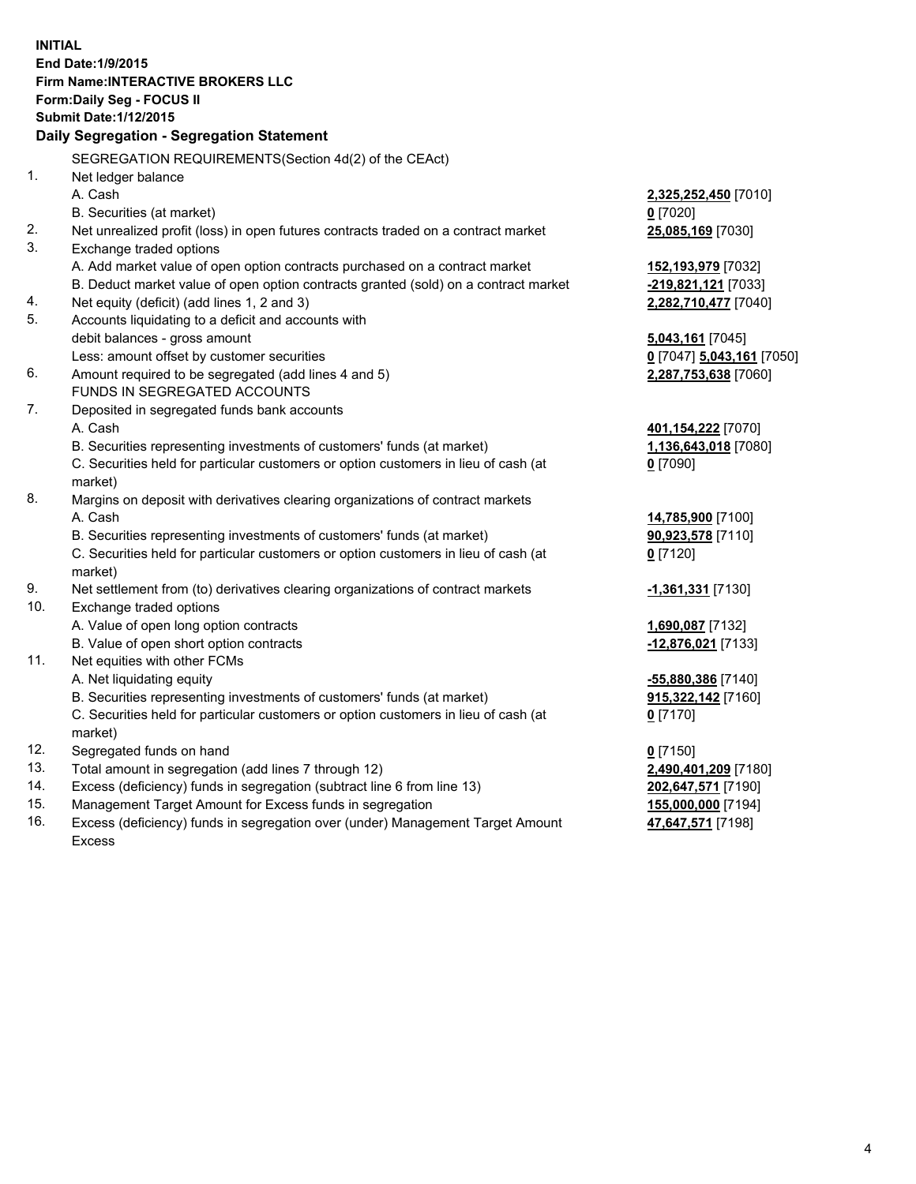**INITIAL**
**End Date:1/9/2015**
**Firm Name:INTERACTIVE BROKERS LLC**
**Form:Daily Seg - FOCUS II**
**Submit Date:1/12/2015**

## Daily Segregation - Segregation Statement

| | | |
|---|---|---|
| | SEGREGATION REQUIREMENTS(Section 4d(2) of the CEAct) | |
| 1. | Net ledger balance | |
| | A. Cash | **2,325,252,450** [7010] |
| | B. Securities (at market) | **0** [7020] |
| 2. | Net unrealized profit (loss) in open futures contracts traded on a contract market | **25,085,169** [7030] |
| 3. | Exchange traded options | |
| | A. Add market value of open option contracts purchased on a contract market | **152,193,979** [7032] |
| | B. Deduct market value of open option contracts granted (sold) on a contract market | **-219,821,121** [7033] |
| 4. | Net equity (deficit) (add lines 1, 2 and 3) | **2,282,710,477** [7040] |
| 5. | Accounts liquidating to a deficit and accounts with debit balances - gross amount | **5,043,161** [7045] |
| | Less: amount offset by customer securities | **0** [7047] **5,043,161** [7050] |
| 6. | Amount required to be segregated (add lines 4 and 5) | **2,287,753,638** [7060] |
| | FUNDS IN SEGREGATED ACCOUNTS | |
| 7. | Deposited in segregated funds bank accounts | |
| | A. Cash | **401,154,222** [7070] |
| | B. Securities representing investments of customers' funds (at market) | **1,136,643,018** [7080] |
| | C. Securities held for particular customers or option customers in lieu of cash (at market) | **0** [7090] |
| 8. | Margins on deposit with derivatives clearing organizations of contract markets | |
| | A. Cash | **14,785,900** [7100] |
| | B. Securities representing investments of customers' funds (at market) | **90,923,578** [7110] |
| | C. Securities held for particular customers or option customers in lieu of cash (at market) | **0** [7120] |
| 9. | Net settlement from (to) derivatives clearing organizations of contract markets | **-1,361,331** [7130] |
| 10. | Exchange traded options | |
| | A. Value of open long option contracts | **1,690,087** [7132] |
| | B. Value of open short option contracts | **-12,876,021** [7133] |
| 11. | Net equities with other FCMs | |
| | A. Net liquidating equity | **-55,880,386** [7140] |
| | B. Securities representing investments of customers' funds (at market) | **915,322,142** [7160] |
| | C. Securities held for particular customers or option customers in lieu of cash (at market) | **0** [7170] |
| 12. | Segregated funds on hand | **0** [7150] |
| 13. | Total amount in segregation (add lines 7 through 12) | **2,490,401,209** [7180] |
| 14. | Excess (deficiency) funds in segregation (subtract line 6 from line 13) | **202,647,571** [7190] |
| 15. | Management Target Amount for Excess funds in segregation | **155,000,000** [7194] |
| 16. | Excess (deficiency) funds in segregation over (under) Management Target Amount Excess | **47,647,571** [7198] |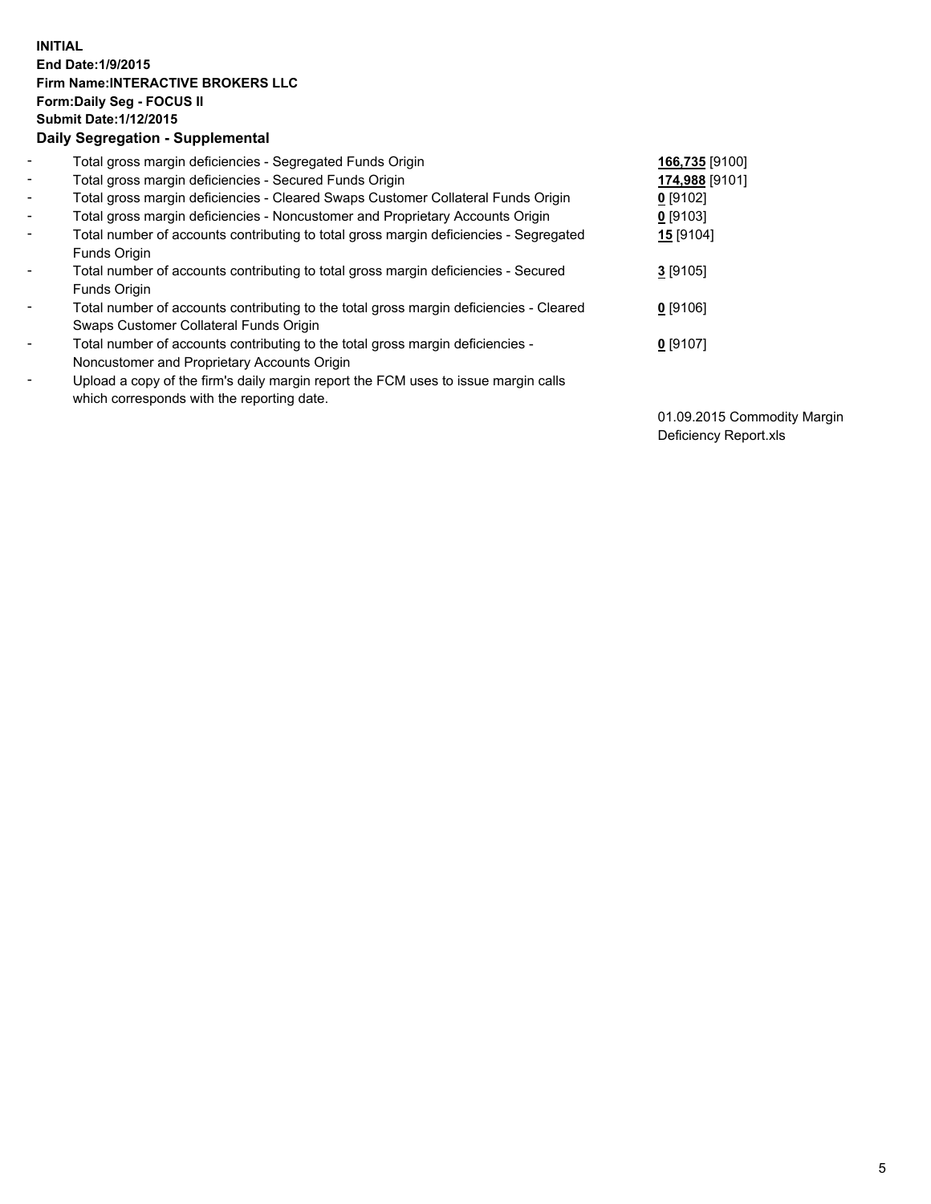**INITIAL**
**End Date:1/9/2015**
**Firm Name:INTERACTIVE BROKERS LLC**
**Form:Daily Seg - FOCUS II**
**Submit Date:1/12/2015**

**Daily Segregation - Supplemental**

- Total gross margin deficiencies - Segregated Funds Origin **166,735** [9100]
- Total gross margin deficiencies - Secured Funds Origin **174,988** [9101]
- Total gross margin deficiencies - Cleared Swaps Customer Collateral Funds Origin **0** [9102]
- Total gross margin deficiencies - Noncustomer and Proprietary Accounts Origin **0** [9103]
- Total number of accounts contributing to total gross margin deficiencies - Segregated Funds Origin **15** [9104]
- Total number of accounts contributing to total gross margin deficiencies - Secured Funds Origin **3** [9105]
- Total number of accounts contributing to the total gross margin deficiencies - Cleared Swaps Customer Collateral Funds Origin **0** [9106]
- Total number of accounts contributing to the total gross margin deficiencies - Noncustomer and Proprietary Accounts Origin **0** [9107]
- Upload a copy of the firm's daily margin report the FCM uses to issue margin calls which corresponds with the reporting date.

01.09.2015 Commodity Margin Deficiency Report.xls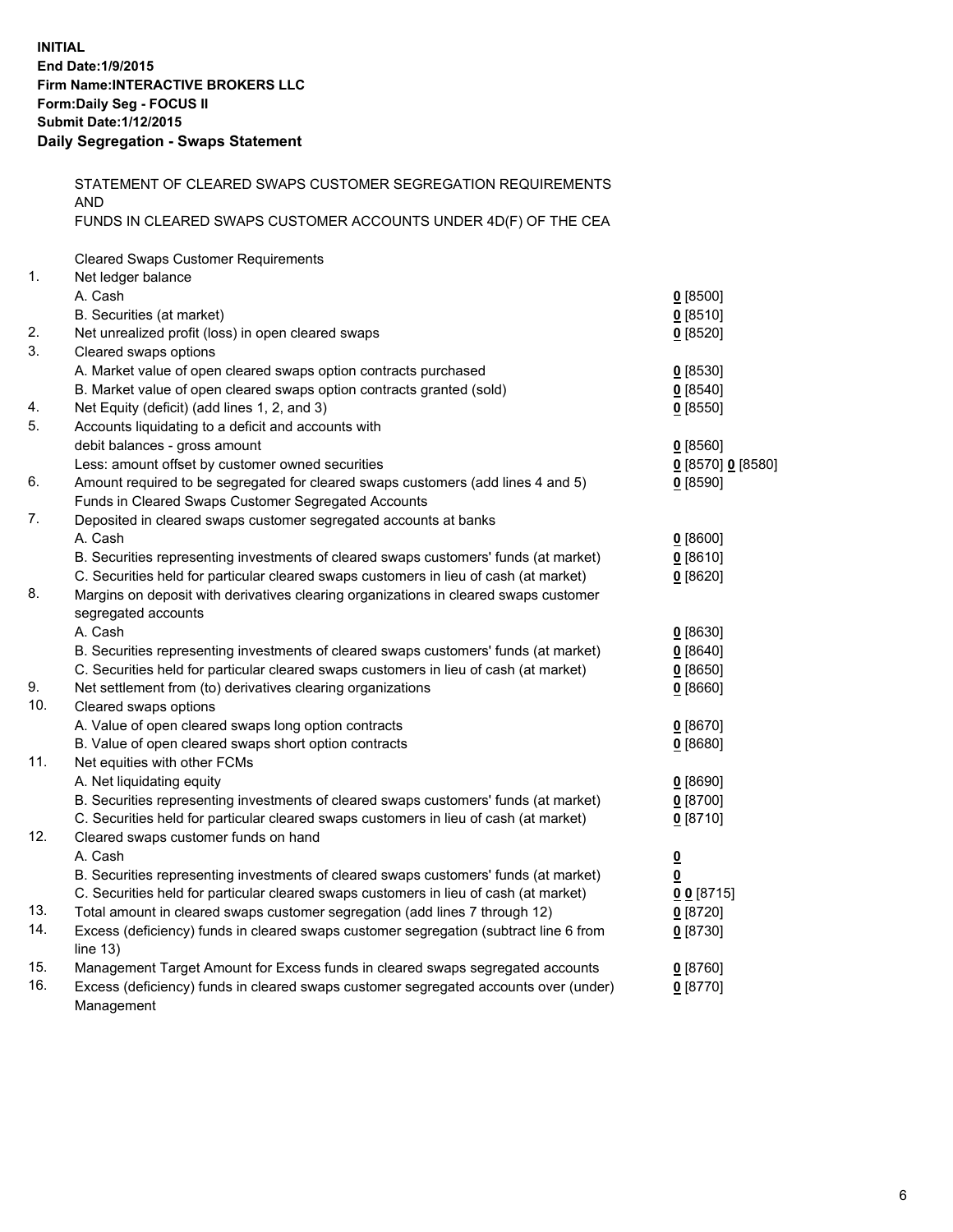**INITIAL**
**End Date:1/9/2015**
**Firm Name:INTERACTIVE BROKERS LLC**
**Form:Daily Seg - FOCUS II**
**Submit Date:1/12/2015**
**Daily Segregation - Swaps Statement**

STATEMENT OF CLEARED SWAPS CUSTOMER SEGREGATION REQUIREMENTS AND FUNDS IN CLEARED SWAPS CUSTOMER ACCOUNTS UNDER 4D(F) OF THE CEA

| | | |
|---|---|---|
| | Cleared Swaps Customer Requirements | |
| 1. | Net ledger balance | |
| | A. Cash | 0 [8500] |
| | B. Securities (at market) | 0 [8510] |
| 2. | Net unrealized profit (loss) in open cleared swaps | 0 [8520] |
| 3. | Cleared swaps options | |
| | A. Market value of open cleared swaps option contracts purchased | 0 [8530] |
| | B. Market value of open cleared swaps option contracts granted (sold) | 0 [8540] |
| 4. | Net Equity (deficit) (add lines 1, 2, and 3) | 0 [8550] |
| 5. | Accounts liquidating to a deficit and accounts with debit balances - gross amount | 0 [8560] |
| | Less: amount offset by customer owned securities | 0 [8570] 0 [8580] |
| 6. | Amount required to be segregated for cleared swaps customers (add lines 4 and 5) | 0 [8590] |
| | Funds in Cleared Swaps Customer Segregated Accounts | |
| 7. | Deposited in cleared swaps customer segregated accounts at banks | |
| | A. Cash | 0 [8600] |
| | B. Securities representing investments of cleared swaps customers' funds (at market) | 0 [8610] |
| | C. Securities held for particular cleared swaps customers in lieu of cash (at market) | 0 [8620] |
| 8. | Margins on deposit with derivatives clearing organizations in cleared swaps customer segregated accounts | |
| | A. Cash | 0 [8630] |
| | B. Securities representing investments of cleared swaps customers' funds (at market) | 0 [8640] |
| | C. Securities held for particular cleared swaps customers in lieu of cash (at market) | 0 [8650] |
| 9. | Net settlement from (to) derivatives clearing organizations | 0 [8660] |
| 10. | Cleared swaps options | |
| | A. Value of open cleared swaps long option contracts | 0 [8670] |
| | B. Value of open cleared swaps short option contracts | 0 [8680] |
| 11. | Net equities with other FCMs | |
| | A. Net liquidating equity | 0 [8690] |
| | B. Securities representing investments of cleared swaps customers' funds (at market) | 0 [8700] |
| | C. Securities held for particular cleared swaps customers in lieu of cash (at market) | 0 [8710] |
| 12. | Cleared swaps customer funds on hand | |
| | A. Cash | 0 |
| | B. Securities representing investments of cleared swaps customers' funds (at market) | 0 |
| | C. Securities held for particular cleared swaps customers in lieu of cash (at market) | 0 0 [8715] |
| 13. | Total amount in cleared swaps customer segregation (add lines 7 through 12) | 0 [8720] |
| 14. | Excess (deficiency) funds in cleared swaps customer segregation (subtract line 6 from line 13) | 0 [8730] |
| 15. | Management Target Amount for Excess funds in cleared swaps segregated accounts | 0 [8760] |
| 16. | Excess (deficiency) funds in cleared swaps customer segregated accounts over (under) Management | 0 [8770] |